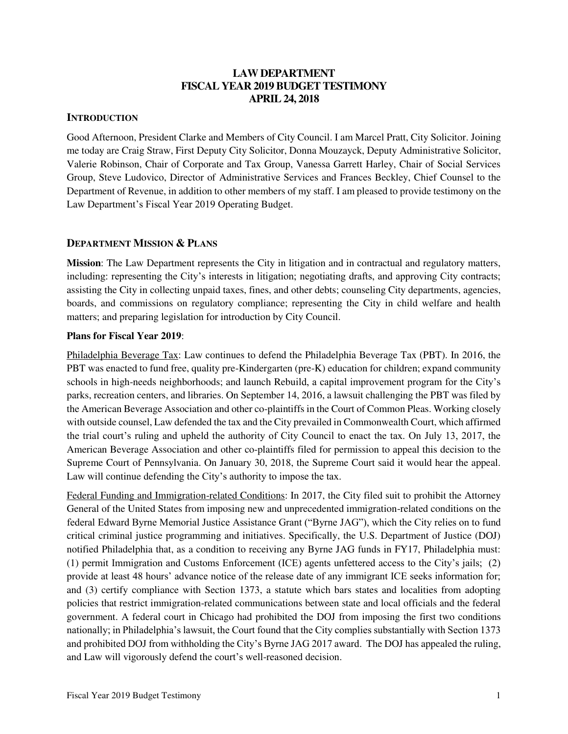# LAW DEPARTMENT
# FISCAL YEAR 2019 BUDGET TESTIMONY
# APRIL 24, 2018

## INTRODUCTION

Good Afternoon, President Clarke and Members of City Council. I am Marcel Pratt, City Solicitor. Joining me today are Craig Straw, First Deputy City Solicitor, Donna Mouzayck, Deputy Administrative Solicitor, Valerie Robinson, Chair of Corporate and Tax Group, Vanessa Garrett Harley, Chair of Social Services Group, Steve Ludovico, Director of Administrative Services and Frances Beckley, Chief Counsel to the Department of Revenue, in addition to other members of my staff. I am pleased to provide testimony on the Law Department's Fiscal Year 2019 Operating Budget.

## DEPARTMENT MISSION & PLANS

**Mission**: The Law Department represents the City in litigation and in contractual and regulatory matters, including: representing the City's interests in litigation; negotiating drafts, and approving City contracts; assisting the City in collecting unpaid taxes, fines, and other debts; counseling City departments, agencies, boards, and commissions on regulatory compliance; representing the City in child welfare and health matters; and preparing legislation for introduction by City Council.

**Plans for Fiscal Year 2019**:

Philadelphia Beverage Tax: Law continues to defend the Philadelphia Beverage Tax (PBT). In 2016, the PBT was enacted to fund free, quality pre-Kindergarten (pre-K) education for children; expand community schools in high-needs neighborhoods; and launch Rebuild, a capital improvement program for the City's parks, recreation centers, and libraries. On September 14, 2016, a lawsuit challenging the PBT was filed by the American Beverage Association and other co-plaintiffs in the Court of Common Pleas. Working closely with outside counsel, Law defended the tax and the City prevailed in Commonwealth Court, which affirmed the trial court's ruling and upheld the authority of City Council to enact the tax. On July 13, 2017, the American Beverage Association and other co-plaintiffs filed for permission to appeal this decision to the Supreme Court of Pennsylvania. On January 30, 2018, the Supreme Court said it would hear the appeal. Law will continue defending the City's authority to impose the tax.

Federal Funding and Immigration-related Conditions: In 2017, the City filed suit to prohibit the Attorney General of the United States from imposing new and unprecedented immigration-related conditions on the federal Edward Byrne Memorial Justice Assistance Grant ("Byrne JAG"), which the City relies on to fund critical criminal justice programming and initiatives. Specifically, the U.S. Department of Justice (DOJ) notified Philadelphia that, as a condition to receiving any Byrne JAG funds in FY17, Philadelphia must: (1) permit Immigration and Customs Enforcement (ICE) agents unfettered access to the City's jails; (2) provide at least 48 hours' advance notice of the release date of any immigrant ICE seeks information for; and (3) certify compliance with Section 1373, a statute which bars states and localities from adopting policies that restrict immigration-related communications between state and local officials and the federal government. A federal court in Chicago had prohibited the DOJ from imposing the first two conditions nationally; in Philadelphia's lawsuit, the Court found that the City complies substantially with Section 1373 and prohibited DOJ from withholding the City's Byrne JAG 2017 award. The DOJ has appealed the ruling, and Law will vigorously defend the court's well-reasoned decision.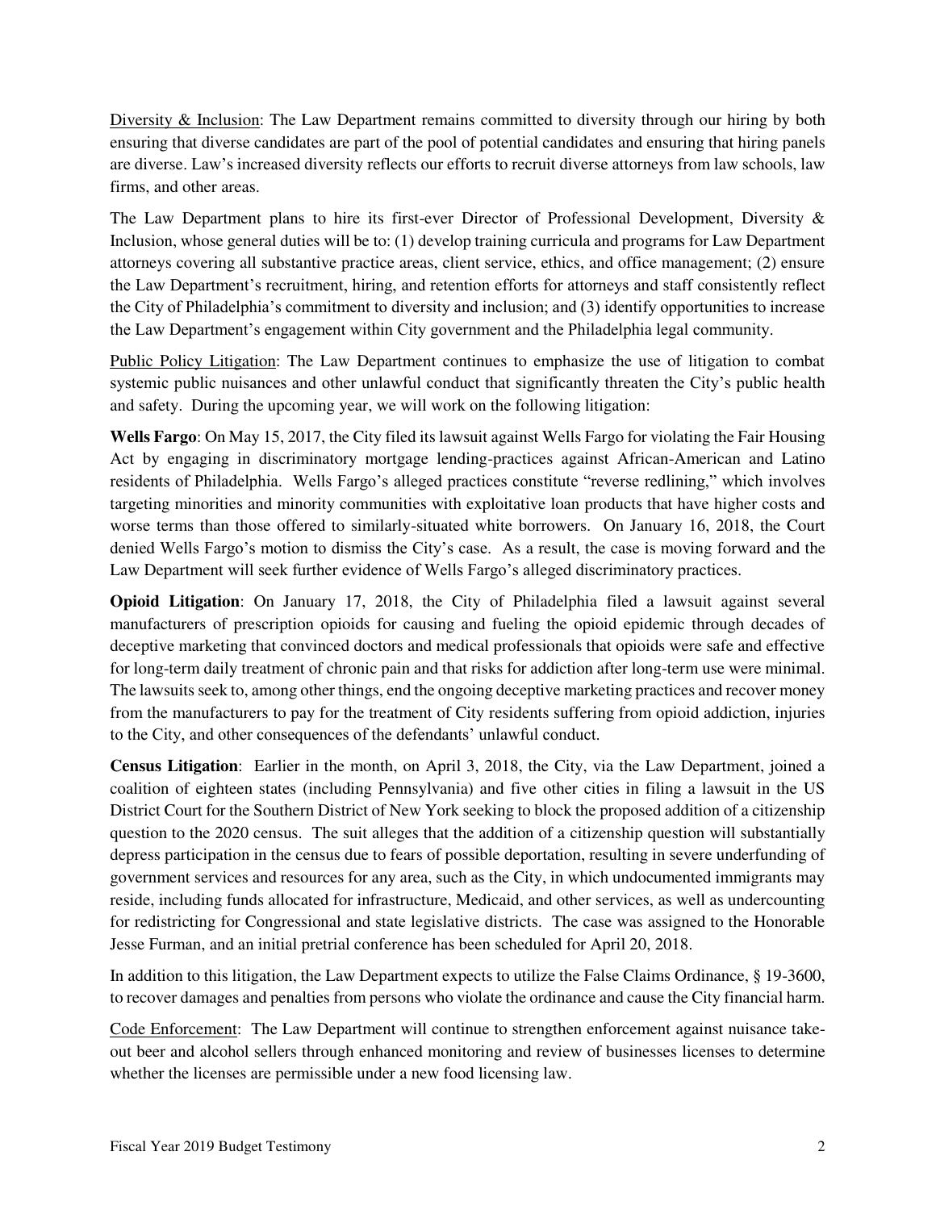Diversity & Inclusion: The Law Department remains committed to diversity through our hiring by both ensuring that diverse candidates are part of the pool of potential candidates and ensuring that hiring panels are diverse. Law's increased diversity reflects our efforts to recruit diverse attorneys from law schools, law firms, and other areas.

The Law Department plans to hire its first-ever Director of Professional Development, Diversity & Inclusion, whose general duties will be to: (1) develop training curricula and programs for Law Department attorneys covering all substantive practice areas, client service, ethics, and office management; (2) ensure the Law Department's recruitment, hiring, and retention efforts for attorneys and staff consistently reflect the City of Philadelphia's commitment to diversity and inclusion; and (3) identify opportunities to increase the Law Department's engagement within City government and the Philadelphia legal community.

Public Policy Litigation: The Law Department continues to emphasize the use of litigation to combat systemic public nuisances and other unlawful conduct that significantly threaten the City's public health and safety. During the upcoming year, we will work on the following litigation:

**Wells Fargo**: On May 15, 2017, the City filed its lawsuit against Wells Fargo for violating the Fair Housing Act by engaging in discriminatory mortgage lending-practices against African-American and Latino residents of Philadelphia. Wells Fargo's alleged practices constitute "reverse redlining," which involves targeting minorities and minority communities with exploitative loan products that have higher costs and worse terms than those offered to similarly-situated white borrowers. On January 16, 2018, the Court denied Wells Fargo's motion to dismiss the City's case. As a result, the case is moving forward and the Law Department will seek further evidence of Wells Fargo's alleged discriminatory practices.

**Opioid Litigation**: On January 17, 2018, the City of Philadelphia filed a lawsuit against several manufacturers of prescription opioids for causing and fueling the opioid epidemic through decades of deceptive marketing that convinced doctors and medical professionals that opioids were safe and effective for long-term daily treatment of chronic pain and that risks for addiction after long-term use were minimal. The lawsuits seek to, among other things, end the ongoing deceptive marketing practices and recover money from the manufacturers to pay for the treatment of City residents suffering from opioid addiction, injuries to the City, and other consequences of the defendants' unlawful conduct.

**Census Litigation**: Earlier in the month, on April 3, 2018, the City, via the Law Department, joined a coalition of eighteen states (including Pennsylvania) and five other cities in filing a lawsuit in the US District Court for the Southern District of New York seeking to block the proposed addition of a citizenship question to the 2020 census. The suit alleges that the addition of a citizenship question will substantially depress participation in the census due to fears of possible deportation, resulting in severe underfunding of government services and resources for any area, such as the City, in which undocumented immigrants may reside, including funds allocated for infrastructure, Medicaid, and other services, as well as undercounting for redistricting for Congressional and state legislative districts. The case was assigned to the Honorable Jesse Furman, and an initial pretrial conference has been scheduled for April 20, 2018.

In addition to this litigation, the Law Department expects to utilize the False Claims Ordinance, § 19-3600, to recover damages and penalties from persons who violate the ordinance and cause the City financial harm.

Code Enforcement: The Law Department will continue to strengthen enforcement against nuisance take-out beer and alcohol sellers through enhanced monitoring and review of businesses licenses to determine whether the licenses are permissible under a new food licensing law.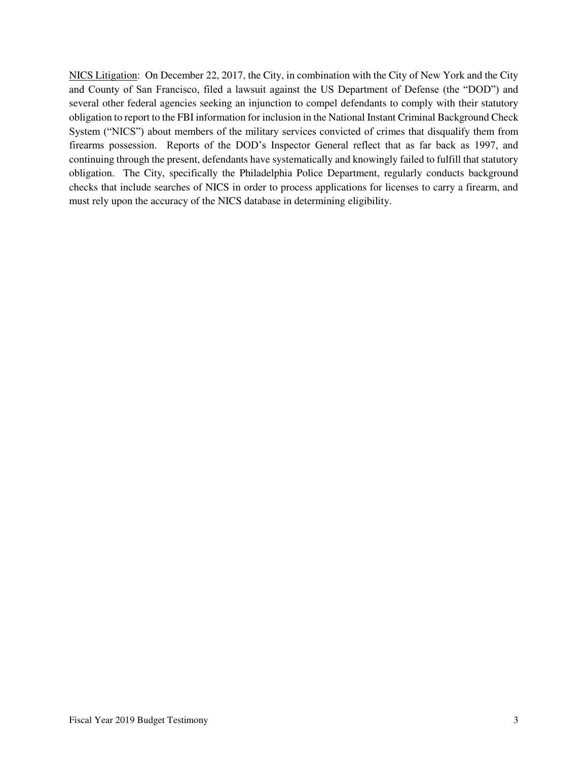<u>NICS Litigation</u>: On December 22, 2017, the City, in combination with the City of New York and the City and County of San Francisco, filed a lawsuit against the US Department of Defense (the "DOD") and several other federal agencies seeking an injunction to compel defendants to comply with their statutory obligation to report to the FBI information for inclusion in the National Instant Criminal Background Check System ("NICS") about members of the military services convicted of crimes that disqualify them from firearms possession. Reports of the DOD's Inspector General reflect that as far back as 1997, and continuing through the present, defendants have systematically and knowingly failed to fulfill that statutory obligation. The City, specifically the Philadelphia Police Department, regularly conducts background checks that include searches of NICS in order to process applications for licenses to carry a firearm, and must rely upon the accuracy of the NICS database in determining eligibility.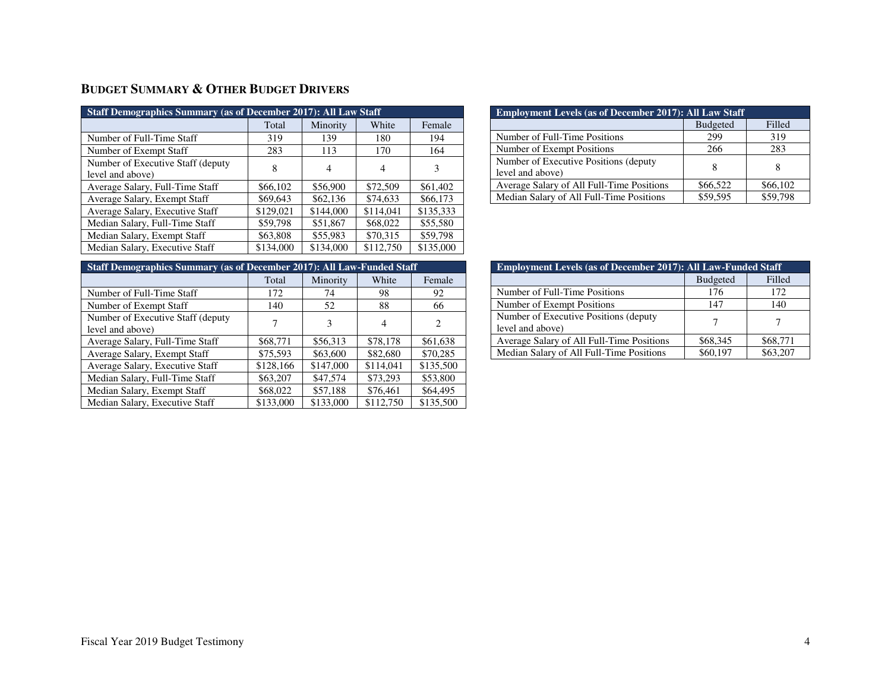## BUDGET SUMMARY & OTHER BUDGET DRIVERS

| Staff Demographics Summary (as of December 2017): All Law Staff | | | | |
|---|---|---|---|---|
| | Total | Minority | White | Female |
| Number of Full-Time Staff | 319 | 139 | 180 | 194 |
| Number of Exempt Staff | 283 | 113 | 170 | 164 |
| Number of Executive Staff (deputy level and above) | 8 | 4 | 4 | 3 |
| Average Salary, Full-Time Staff | $66,102 | $56,900 | $72,509 | $61,402 |
| Average Salary, Exempt Staff | $69,643 | $62,136 | $74,633 | $66,173 |
| Average Salary, Executive Staff | $129,021 | $144,000 | $114,041 | $135,333 |
| Median Salary, Full-Time Staff | $59,798 | $51,867 | $68,022 | $55,580 |
| Median Salary, Exempt Staff | $63,808 | $55,983 | $70,315 | $59,798 |
| Median Salary, Executive Staff | $134,000 | $134,000 | $112,750 | $135,000 |

| Employment Levels (as of December 2017): All Law Staff | | |
|---|---|---|
| | Budgeted | Filled |
| Number of Full-Time Positions | 299 | 319 |
| Number of Exempt Positions | 266 | 283 |
| Number of Executive Positions (deputy level and above) | 8 | 8 |
| Average Salary of All Full-Time Positions | $66,522 | $66,102 |
| Median Salary of All Full-Time Positions | $59,595 | $59,798 |

| Staff Demographics Summary (as of December 2017): All Law-Funded Staff | | | | |
|---|---|---|---|---|
| | Total | Minority | White | Female |
| Number of Full-Time Staff | 172 | 74 | 98 | 92 |
| Number of Exempt Staff | 140 | 52 | 88 | 66 |
| Number of Executive Staff (deputy level and above) | 7 | 3 | 4 | 2 |
| Average Salary, Full-Time Staff | $68,771 | $56,313 | $78,178 | $61,638 |
| Average Salary, Exempt Staff | $75,593 | $63,600 | $82,680 | $70,285 |
| Average Salary, Executive Staff | $128,166 | $147,000 | $114,041 | $135,500 |
| Median Salary, Full-Time Staff | $63,207 | $47,574 | $73,293 | $53,800 |
| Median Salary, Exempt Staff | $68,022 | $57,188 | $76,461 | $64,495 |
| Median Salary, Executive Staff | $133,000 | $133,000 | $112,750 | $135,500 |

| Employment Levels (as of December 2017): All Law-Funded Staff | | |
|---|---|---|
| | Budgeted | Filled |
| Number of Full-Time Positions | 176 | 172 |
| Number of Exempt Positions | 147 | 140 |
| Number of Executive Positions (deputy level and above) | 7 | 7 |
| Average Salary of All Full-Time Positions | $68,345 | $68,771 |
| Median Salary of All Full-Time Positions | $60,197 | $63,207 |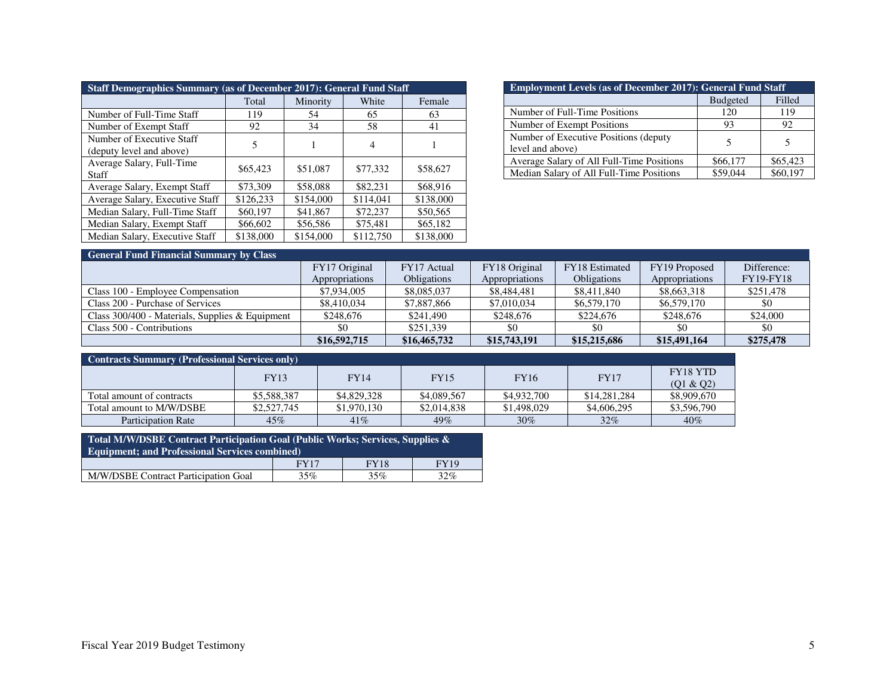| Staff Demographics Summary (as of December 2017): General Fund Staff | | | | |
|---|---|---|---|---|
| | Total | Minority | White | Female |
| Number of Full-Time Staff | 119 | 54 | 65 | 63 |
| Number of Exempt Staff | 92 | 34 | 58 | 41 |
| Number of Executive Staff (deputy level and above) | 5 | 1 | 4 | 1 |
| Average Salary, Full-Time Staff | $65,423 | $51,087 | $77,332 | $58,627 |
| Average Salary, Exempt Staff | $73,309 | $58,088 | $82,231 | $68,916 |
| Average Salary, Executive Staff | $126,233 | $154,000 | $114,041 | $138,000 |
| Median Salary, Full-Time Staff | $60,197 | $41,867 | $72,237 | $50,565 |
| Median Salary, Exempt Staff | $66,602 | $56,586 | $75,481 | $65,182 |
| Median Salary, Executive Staff | $138,000 | $154,000 | $112,750 | $138,000 |

| Employment Levels (as of December 2017): General Fund Staff | | |
|---|---|---|
| | Budgeted | Filled |
| Number of Full-Time Positions | 120 | 119 |
| Number of Exempt Positions | 93 | 92 |
| Number of Executive Positions (deputy level and above) | 5 | 5 |
| Average Salary of All Full-Time Positions | $66,177 | $65,423 |
| Median Salary of All Full-Time Positions | $59,044 | $60,197 |

| General Fund Financial Summary by Class | | | | | | |
|---|---|---|---|---|---|---|
| | FY17 Original Appropriations | FY17 Actual Obligations | FY18 Original Appropriations | FY18 Estimated Obligations | FY19 Proposed Appropriations | Difference: FY19-FY18 |
| Class 100 - Employee Compensation | $7,934,005 | $8,085,037 | $8,484,481 | $8,411,840 | $8,663,318 | $251,478 |
| Class 200 - Purchase of Services | $8,410,034 | $7,887,866 | $7,010,034 | $6,579,170 | $6,579,170 | $0 |
| Class 300/400 - Materials, Supplies & Equipment | $248,676 | $241,490 | $248,676 | $224,676 | $248,676 | $24,000 |
| Class 500 - Contributions | $0 | $251,339 | $0 | $0 | $0 | $0 |
| | **$16,592,715** | **$16,465,732** | **$15,743,191** | **$15,215,686** | **$15,491,164** | **$275,478** |

| Contracts Summary (Professional Services only) | | | | | | |
|---|---|---|---|---|---|---|
| | FY13 | FY14 | FY15 | FY16 | FY17 | FY18 YTD (Q1 & Q2) |
| Total amount of contracts | $5,588,387 | $4,829,328 | $4,089,567 | $4,932,700 | $14,281,284 | $8,909,670 |
| Total amount to M/W/DSBE | $2,527,745 | $1,970,130 | $2,014,838 | $1,498,029 | $4,606,295 | $3,596,790 |
| Participation Rate | 45% | 41% | 49% | 30% | 32% | 40% |

| Total M/W/DSBE Contract Participation Goal (Public Works; Services, Supplies & Equipment; and Professional Services combined) | | | |
|---|---|---|---|
| | FY17 | FY18 | FY19 |
| M/W/DSBE Contract Participation Goal | 35% | 35% | 32% |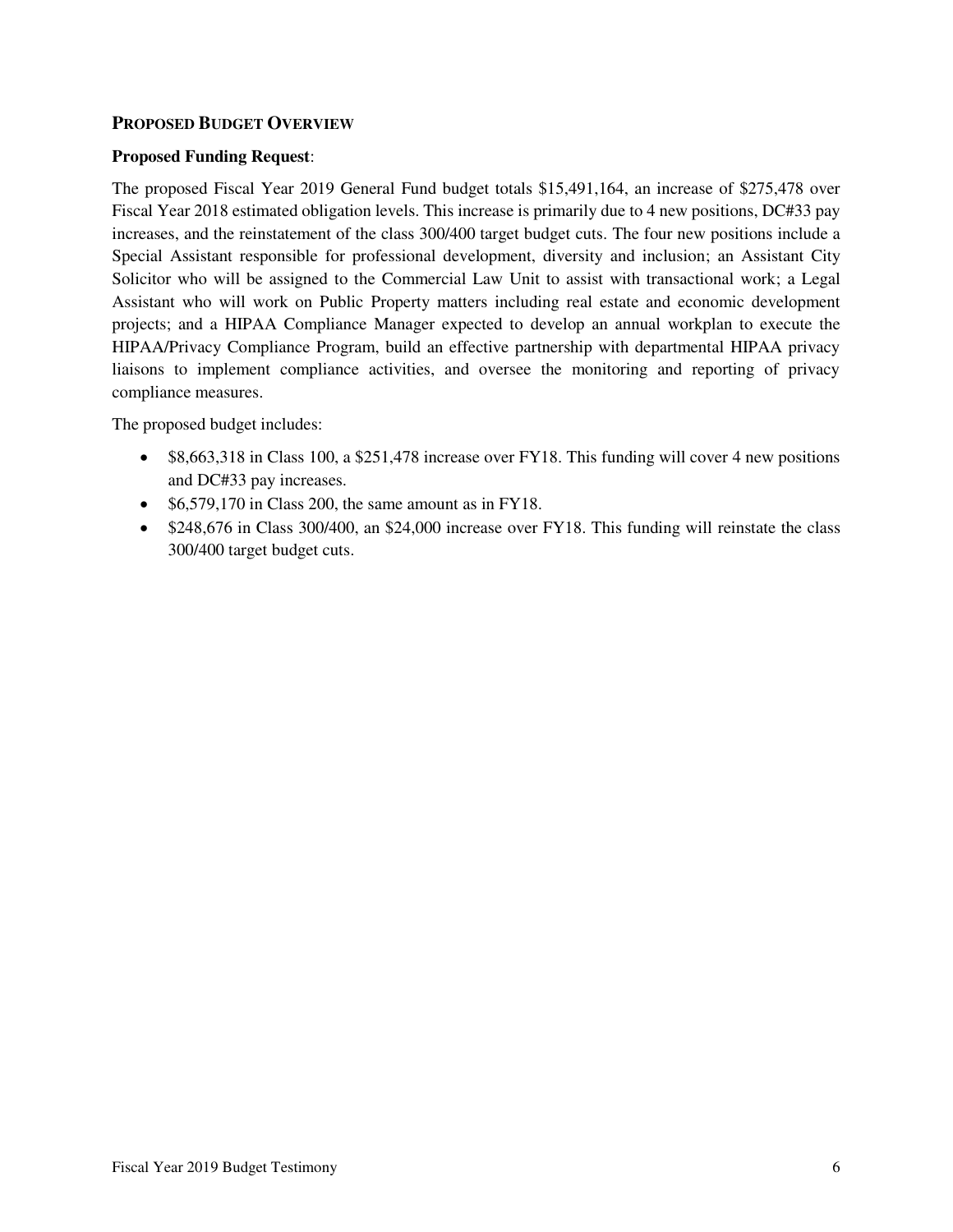## PROPOSED BUDGET OVERVIEW

**Proposed Funding Request**:

The proposed Fiscal Year 2019 General Fund budget totals $15,491,164, an increase of $275,478 over Fiscal Year 2018 estimated obligation levels. This increase is primarily due to 4 new positions, DC#33 pay increases, and the reinstatement of the class 300/400 target budget cuts. The four new positions include a Special Assistant responsible for professional development, diversity and inclusion; an Assistant City Solicitor who will be assigned to the Commercial Law Unit to assist with transactional work; a Legal Assistant who will work on Public Property matters including real estate and economic development projects; and a HIPAA Compliance Manager expected to develop an annual workplan to execute the HIPAA/Privacy Compliance Program, build an effective partnership with departmental HIPAA privacy liaisons to implement compliance activities, and oversee the monitoring and reporting of privacy compliance measures.

The proposed budget includes:

- $8,663,318 in Class 100, a $251,478 increase over FY18. This funding will cover 4 new positions and DC#33 pay increases.
- $6,579,170 in Class 200, the same amount as in FY18.
- $248,676 in Class 300/400, an $24,000 increase over FY18. This funding will reinstate the class 300/400 target budget cuts.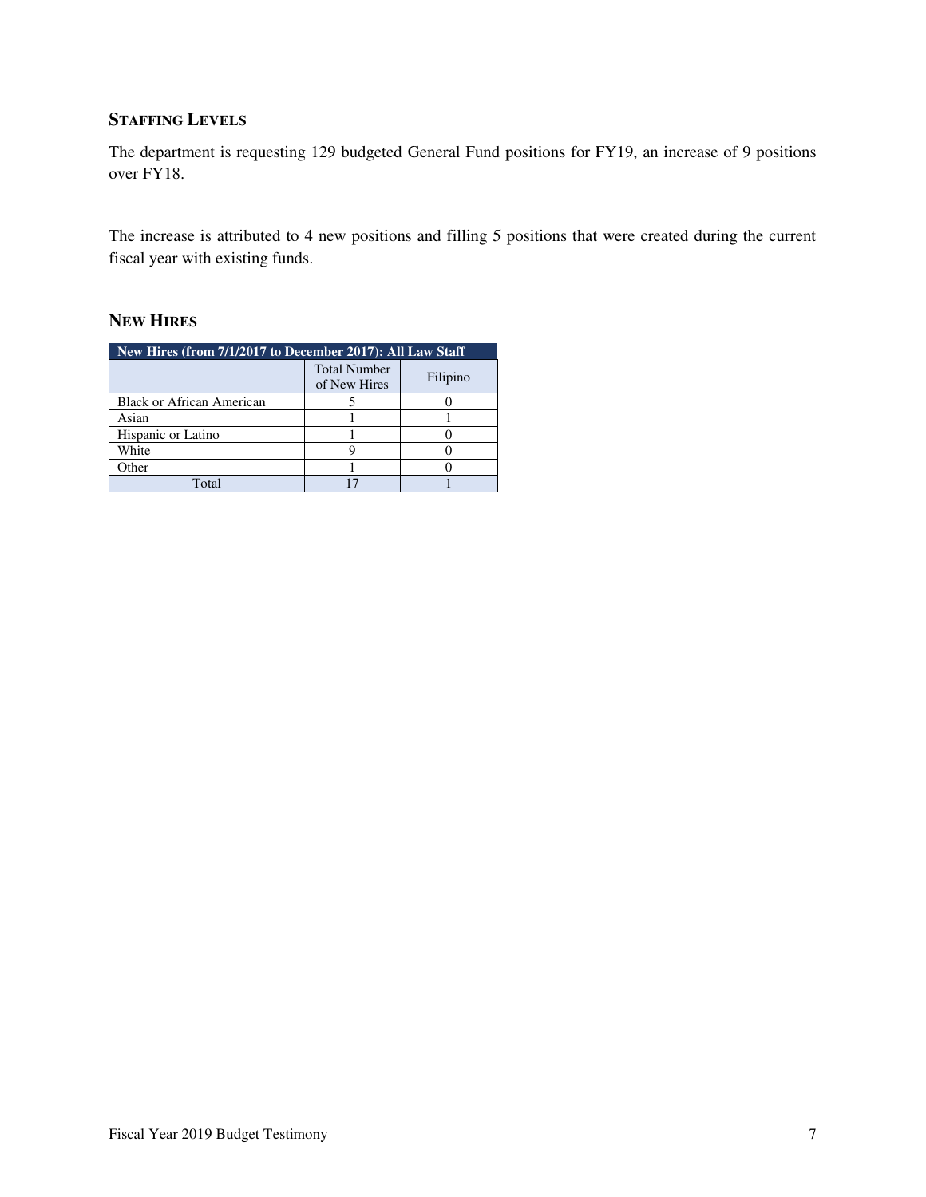## STAFFING LEVELS

The department is requesting 129 budgeted General Fund positions for FY19, an increase of 9 positions over FY18.

The increase is attributed to 4 new positions and filling 5 positions that were created during the current fiscal year with existing funds.

## NEW HIRES

| New Hires (from 7/1/2017 to December 2017): All Law Staff | | |
|---|---|---|
| | Total Number of New Hires | Filipino |
| Black or African American | 5 | 0 |
| Asian | 1 | 1 |
| Hispanic or Latino | 1 | 0 |
| White | 9 | 0 |
| Other | 1 | 0 |
| Total | 17 | 1 |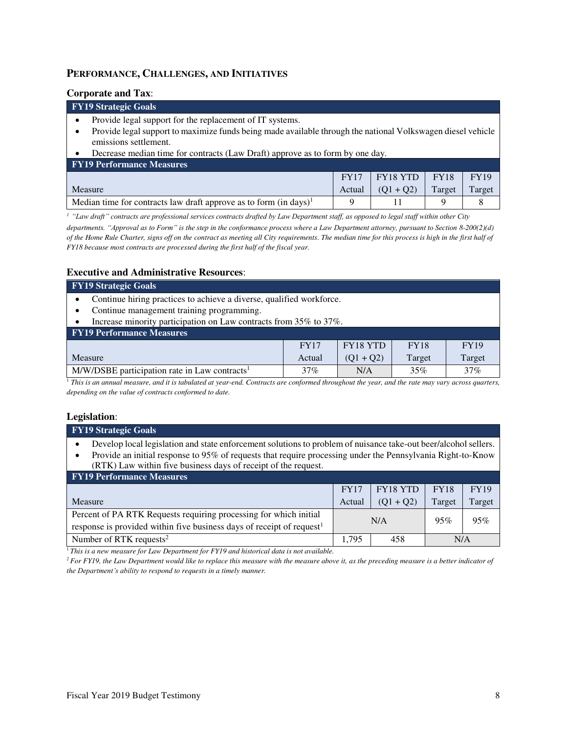## PERFORMANCE, CHALLENGES, AND INITIATIVES

### Corporate and Tax:

**FY19 Strategic Goals**

- Provide legal support for the replacement of IT systems.
- Provide legal support to maximize funds being made available through the national Volkswagen diesel vehicle emissions settlement.
- Decrease median time for contracts (Law Draft) approve as to form by one day.

**FY19 Performance Measures**

| Measure | FY17 Actual | FY18 YTD (Q1 + Q2) | FY18 Target | FY19 Target |
|---|---|---|---|---|
| Median time for contracts law draft approve as to form (in days)[1] | 9 | 11 | 9 | 8 |

*[1] "Law draft" contracts are professional services contracts drafted by Law Department staff, as opposed to legal staff within other City departments. "Approval as to Form" is the step in the conformance process where a Law Department attorney, pursuant to Section 8-200(2)(d) of the Home Rule Charter, signs off on the contract as meeting all City requirements. The median time for this process is high in the first half of FY18 because most contracts are processed during the first half of the fiscal year.*

### Executive and Administrative Resources:

**FY19 Strategic Goals**

- Continue hiring practices to achieve a diverse, qualified workforce.
- Continue management training programming.
- Increase minority participation on Law contracts from 35% to 37%.

**FY19 Performance Measures**

| Measure | FY17 Actual | FY18 YTD (Q1 + Q2) | FY18 Target | FY19 Target |
|---|---|---|---|---|
| M/W/DSBE participation rate in Law contracts[1] | 37% | N/A | 35% | 37% |

*[1] This is an annual measure, and it is tabulated at year-end. Contracts are conformed throughout the year, and the rate may vary across quarters, depending on the value of contracts conformed to date.*

### Legislation:

**FY19 Strategic Goals**

- Develop local legislation and state enforcement solutions to problem of nuisance take-out beer/alcohol sellers.
- Provide an initial response to 95% of requests that require processing under the Pennsylvania Right-to-Know (RTK) Law within five business days of receipt of the request.

**FY19 Performance Measures**

| Measure | FY17 Actual | FY18 YTD (Q1 + Q2) | FY18 Target | FY19 Target |
|---|---|---|---|---|
| Percent of PA RTK Requests requiring processing for which initial response is provided within five business days of receipt of request[1] | N/A | | 95% | 95% |
| Number of RTK requests[2] | 1,795 | 458 | N/A | |

*[1] This is a new measure for Law Department for FY19 and historical data is not available.*
*[2] For FY19, the Law Department would like to replace this measure with the measure above it, as the preceding measure is a better indicator of the Department's ability to respond to requests in a timely manner.*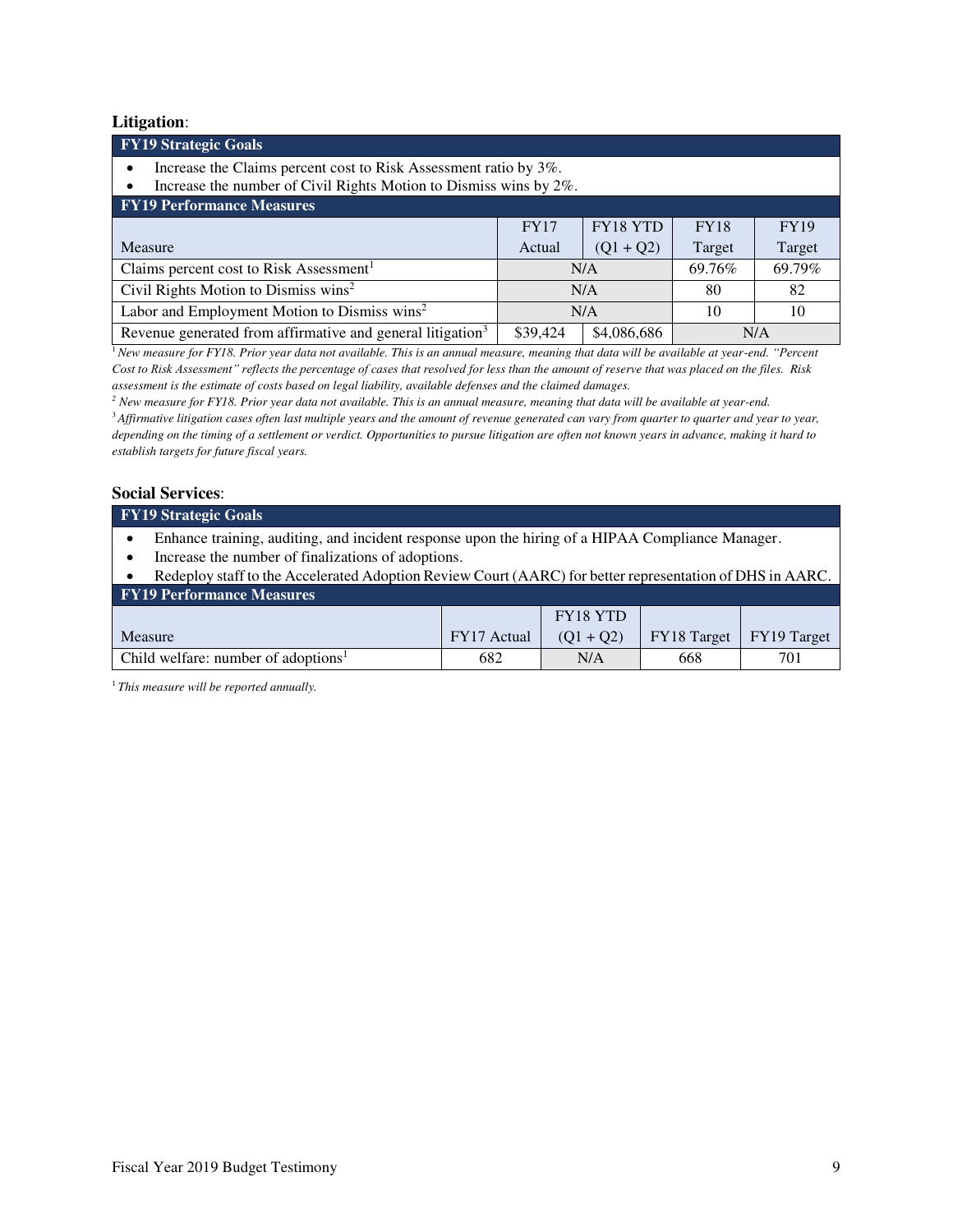**Litigation**:

| FY19 Strategic Goals |
|---|

- Increase the Claims percent cost to Risk Assessment ratio by 3%.
- Increase the number of Civil Rights Motion to Dismiss wins by 2%.

| FY19 Performance Measures | | | | |
|---|---|---|---|---|
| Measure | FY17 Actual | FY18 YTD (Q1 + Q2) | FY18 Target | FY19 Target |
| Claims percent cost to Risk Assessment[1] | N/A | | 69.76% | 69.79% |
| Civil Rights Motion to Dismiss wins[2] | N/A | | 80 | 82 |
| Labor and Employment Motion to Dismiss wins[2] | N/A | | 10 | 10 |
| Revenue generated from affirmative and general litigation[3] | $39,424 | $4,086,686 | N/A | |

[1] *New measure for FY18. Prior year data not available. This is an annual measure, meaning that data will be available at year-end. "Percent Cost to Risk Assessment" reflects the percentage of cases that resolved for less than the amount of reserve that was placed on the files. Risk assessment is the estimate of costs based on legal liability, available defenses and the claimed damages.*

[2] *New measure for FY18. Prior year data not available. This is an annual measure, meaning that data will be available at year-end.*

[3] *Affirmative litigation cases often last multiple years and the amount of revenue generated can vary from quarter to quarter and year to year, depending on the timing of a settlement or verdict. Opportunities to pursue litigation are often not known years in advance, making it hard to establish targets for future fiscal years.*

**Social Services**:

| FY19 Strategic Goals |
|---|

- Enhance training, auditing, and incident response upon the hiring of a HIPAA Compliance Manager.
- Increase the number of finalizations of adoptions.
- Redeploy staff to the Accelerated Adoption Review Court (AARC) for better representation of DHS in AARC.

| FY19 Performance Measures | | | | |
|---|---|---|---|---|
| Measure | FY17 Actual | FY18 YTD (Q1 + Q2) | FY18 Target | FY19 Target |
| Child welfare: number of adoptions[1] | 682 | N/A | 668 | 701 |

[1] *This measure will be reported annually.*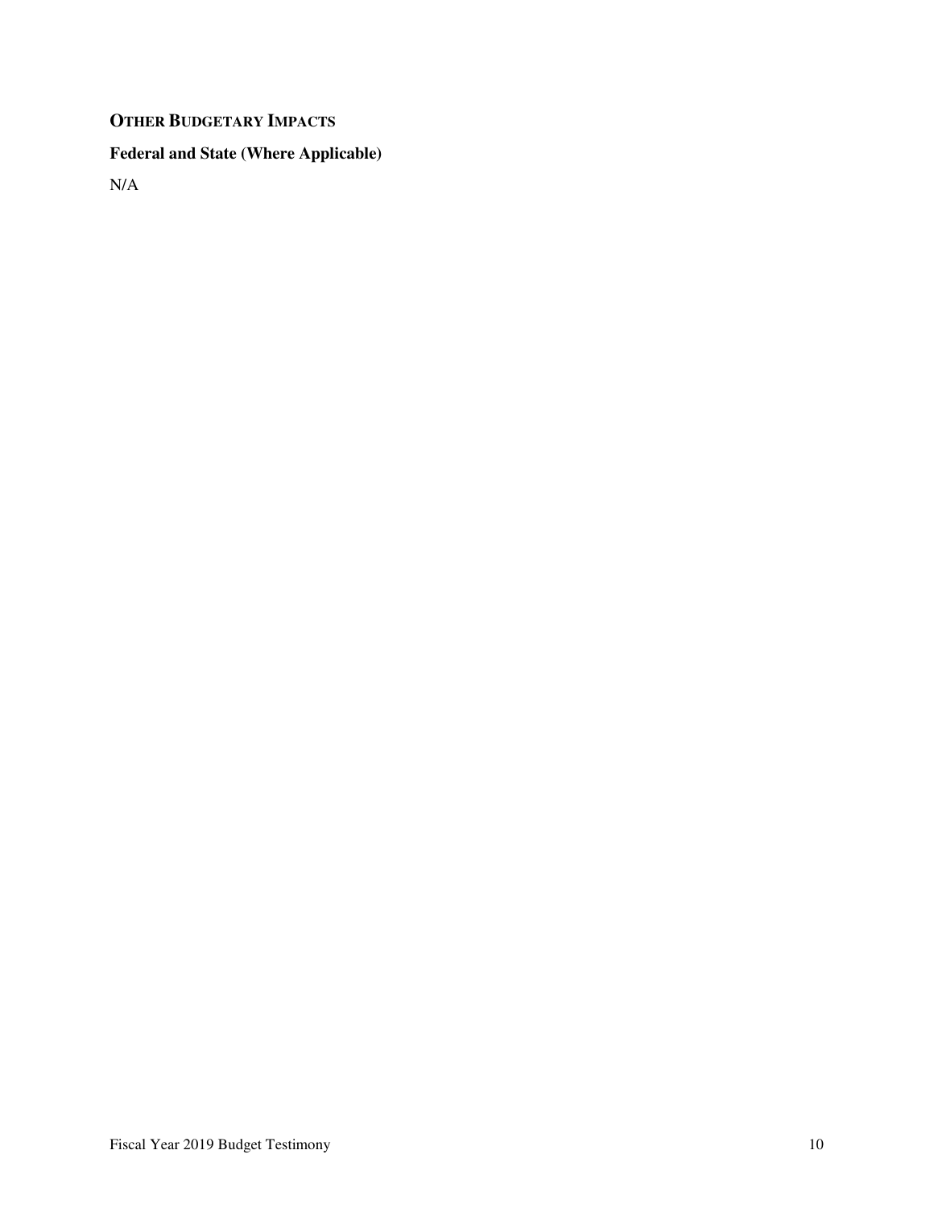## OTHER BUDGETARY IMPACTS

### Federal and State (Where Applicable)

N/A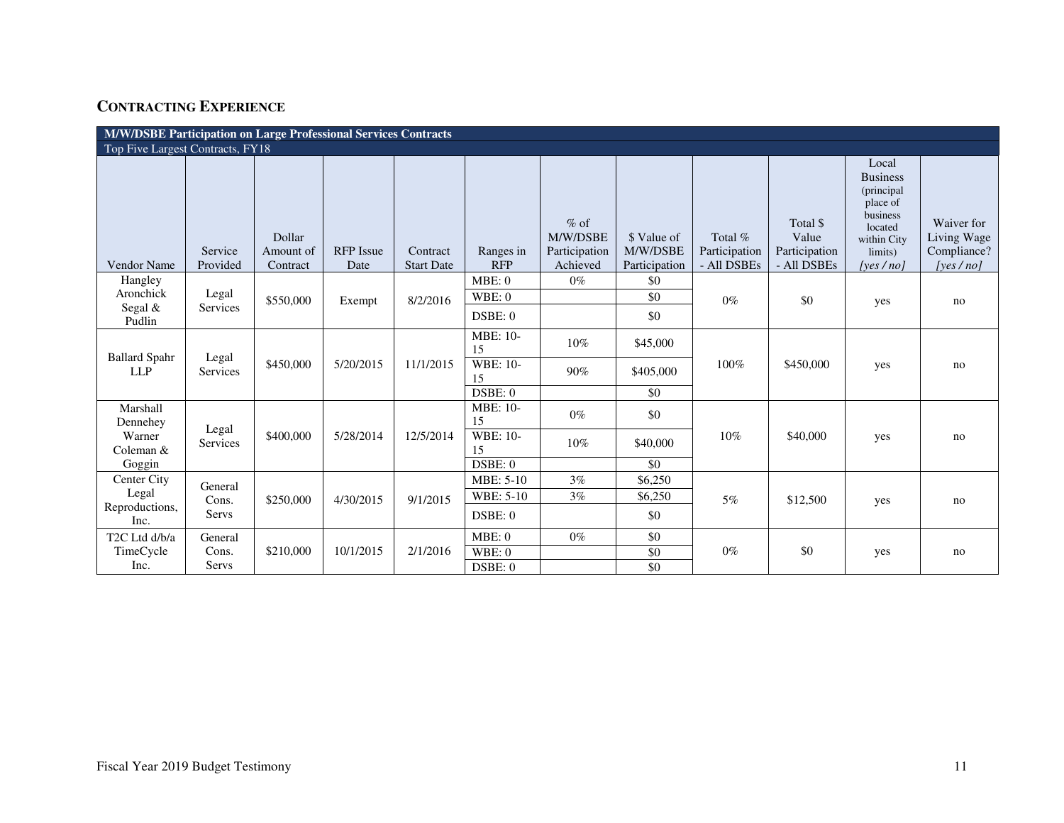## CONTRACTING EXPERIENCE

| M/W/DSBE Participation on Large Professional Services Contracts | | | | | | | | | | | |
|---|---|---|---|---|---|---|---|---|---|---|---|
| Top Five Largest Contracts, FY18 | | | | | | | | | | | |
| Vendor Name | Service Provided | Dollar Amount of Contract | RFP Issue Date | Contract Start Date | Ranges in RFP | % of M/W/DSBE Participation Achieved | $ Value of M/W/DSBE Participation | Total % Participation - All DSBEs | Total $ Value Participation - All DSBEs | Local Business (principal place of business located within City limits) *[yes / no]* | Waiver for Living Wage Compliance? *[yes / no]* |
| Hangley Aronchick Segal & Pudlin | Legal Services | $550,000 | Exempt | 8/2/2016 | MBE: 0 | 0% | $0 | 0% | $0 | yes | no |
| | | | | | WBE: 0 | | $0 | | | | |
| | | | | | DSBE: 0 | | $0 | | | | |
| Ballard Spahr LLP | Legal Services | $450,000 | 5/20/2015 | 11/1/2015 | MBE: 10-15 | 10% | $45,000 | 100% | $450,000 | yes | no |
| | | | | | WBE: 10-15 | 90% | $405,000 | | | | |
| | | | | | DSBE: 0 | | $0 | | | | |
| Marshall Dennehey Warner Coleman & Goggin | Legal Services | $400,000 | 5/28/2014 | 12/5/2014 | MBE: 10-15 | 0% | $0 | 10% | $40,000 | yes | no |
| | | | | | WBE: 10-15 | 10% | $40,000 | | | | |
| | | | | | DSBE: 0 | | $0 | | | | |
| Center City Legal Reproductions, Inc. | General Cons. Servs | $250,000 | 4/30/2015 | 9/1/2015 | MBE: 5-10 | 3% | $6,250 | 5% | $12,500 | yes | no |
| | | | | | WBE: 5-10 | 3% | $6,250 | | | | |
| | | | | | DSBE: 0 | | $0 | | | | |
| T2C Ltd d/b/a TimeCycle Inc. | General Cons. Servs | $210,000 | 10/1/2015 | 2/1/2016 | MBE: 0 | 0% | $0 | 0% | $0 | yes | no |
| | | | | | WBE: 0 | | $0 | | | | |
| | | | | | DSBE: 0 | | $0 | | | | |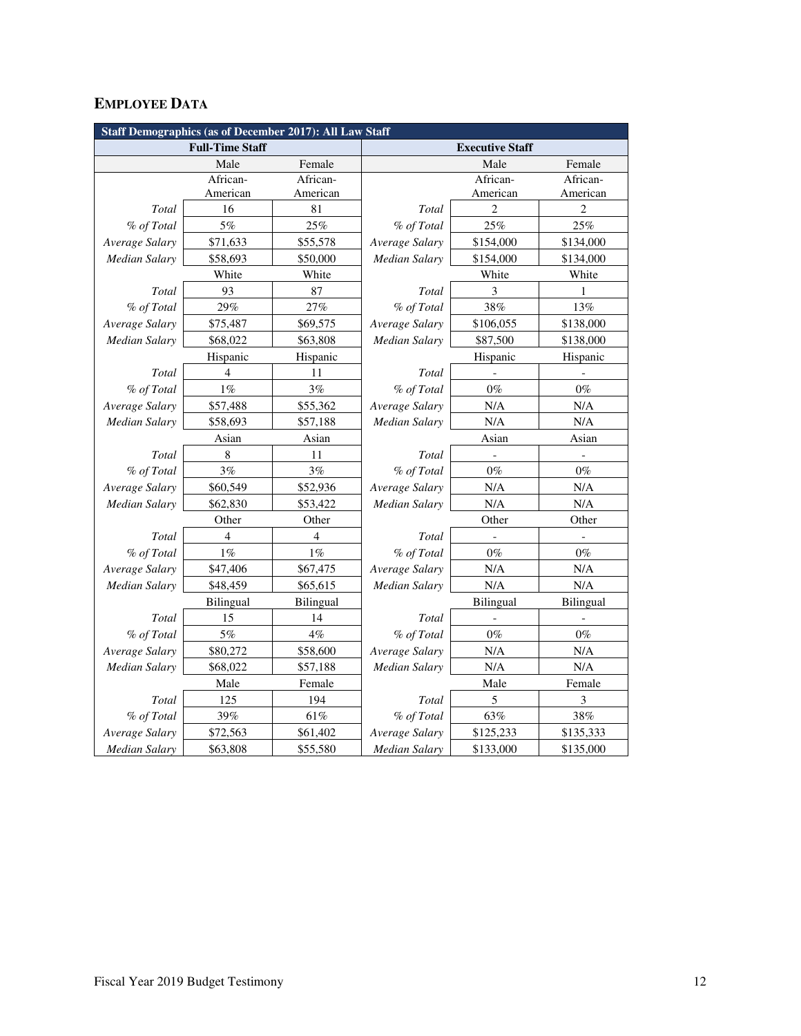## EMPLOYEE DATA

| Staff Demographics (as of December 2017): All Law Staff | | | | | |
|---|---|---|---|---|---|
| **Full-Time Staff** | | | **Executive Staff** | | |
| | Male | Female | | Male | Female |
| | African-American | African-American | | African-American | African-American |
| *Total* | 16 | 81 | *Total* | 2 | 2 |
| *% of Total* | 5% | 25% | *% of Total* | 25% | 25% |
| *Average Salary* | $71,633 | $55,578 | *Average Salary* | $154,000 | $134,000 |
| *Median Salary* | $58,693 | $50,000 | *Median Salary* | $154,000 | $134,000 |
| | White | White | | White | White |
| *Total* | 93 | 87 | *Total* | 3 | 1 |
| *% of Total* | 29% | 27% | *% of Total* | 38% | 13% |
| *Average Salary* | $75,487 | $69,575 | *Average Salary* | $106,055 | $138,000 |
| *Median Salary* | $68,022 | $63,808 | *Median Salary* | $87,500 | $138,000 |
| | Hispanic | Hispanic | | Hispanic | Hispanic |
| *Total* | 4 | 11 | *Total* | - | - |
| *% of Total* | 1% | 3% | *% of Total* | 0% | 0% |
| *Average Salary* | $57,488 | $55,362 | *Average Salary* | N/A | N/A |
| *Median Salary* | $58,693 | $57,188 | *Median Salary* | N/A | N/A |
| | Asian | Asian | | Asian | Asian |
| *Total* | 8 | 11 | *Total* | - | - |
| *% of Total* | 3% | 3% | *% of Total* | 0% | 0% |
| *Average Salary* | $60,549 | $52,936 | *Average Salary* | N/A | N/A |
| *Median Salary* | $62,830 | $53,422 | *Median Salary* | N/A | N/A |
| | Other | Other | | Other | Other |
| *Total* | 4 | 4 | *Total* | - | - |
| *% of Total* | 1% | 1% | *% of Total* | 0% | 0% |
| *Average Salary* | $47,406 | $67,475 | *Average Salary* | N/A | N/A |
| *Median Salary* | $48,459 | $65,615 | *Median Salary* | N/A | N/A |
| | Bilingual | Bilingual | | Bilingual | Bilingual |
| *Total* | 15 | 14 | *Total* | - | - |
| *% of Total* | 5% | 4% | *% of Total* | 0% | 0% |
| *Average Salary* | $80,272 | $58,600 | *Average Salary* | N/A | N/A |
| *Median Salary* | $68,022 | $57,188 | *Median Salary* | N/A | N/A |
| | Male | Female | | Male | Female |
| *Total* | 125 | 194 | *Total* | 5 | 3 |
| *% of Total* | 39% | 61% | *% of Total* | 63% | 38% |
| *Average Salary* | $72,563 | $61,402 | *Average Salary* | $125,233 | $135,333 |
| *Median Salary* | $63,808 | $55,580 | *Median Salary* | $133,000 | $135,000 |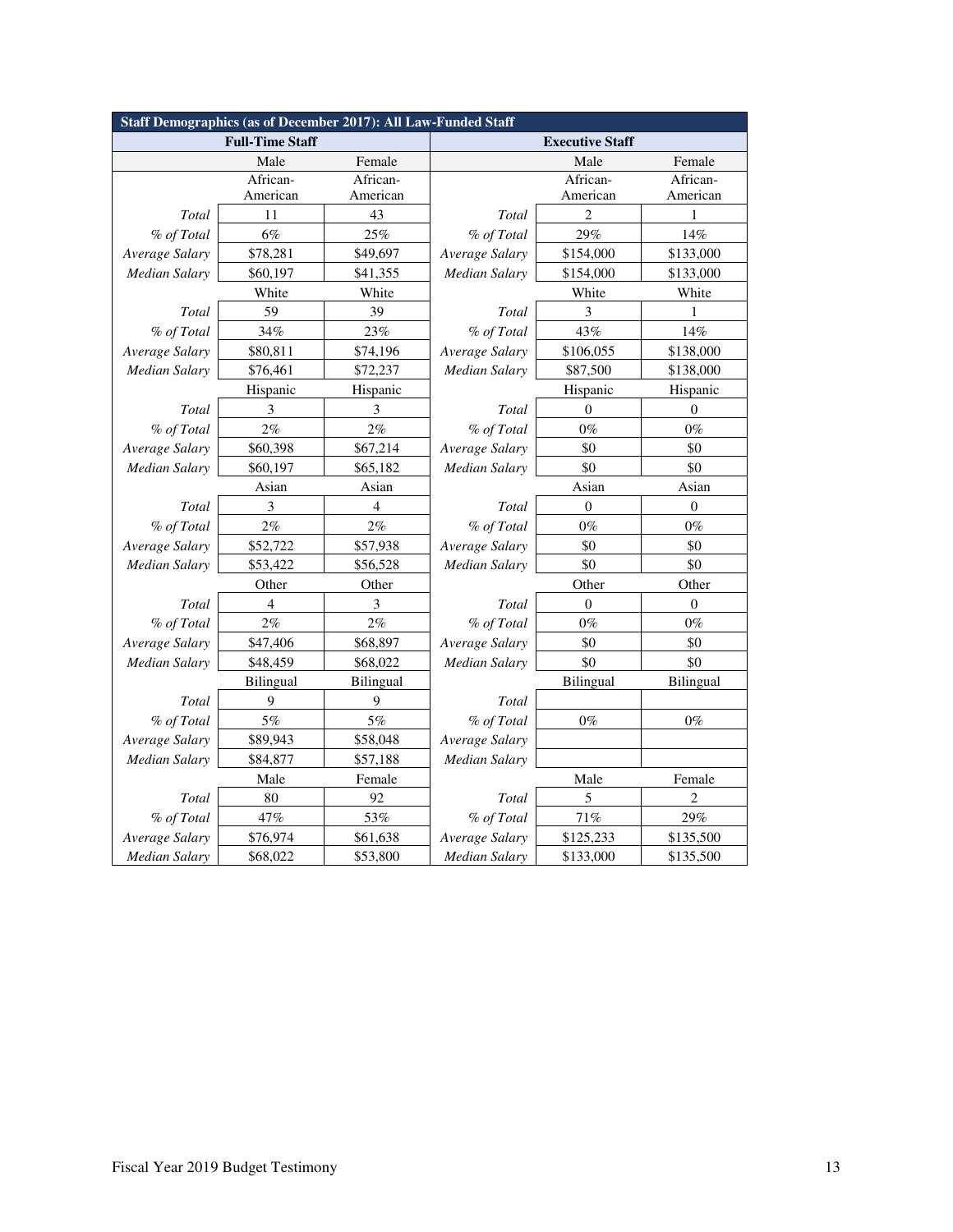| Staff Demographics (as of December 2017): All Law-Funded Staff | | | | | |
|---|---|---|---|---|---|
| **Full-Time Staff** | | | **Executive Staff** | | |
| | Male | Female | | Male | Female |
| | African-American | African-American | | African-American | African-American |
| *Total* | 11 | 43 | *Total* | 2 | 1 |
| *% of Total* | 6% | 25% | *% of Total* | 29% | 14% |
| *Average Salary* | $78,281 | $49,697 | *Average Salary* | $154,000 | $133,000 |
| *Median Salary* | $60,197 | $41,355 | *Median Salary* | $154,000 | $133,000 |
| | White | White | | White | White |
| *Total* | 59 | 39 | *Total* | 3 | 1 |
| *% of Total* | 34% | 23% | *% of Total* | 43% | 14% |
| *Average Salary* | $80,811 | $74,196 | *Average Salary* | $106,055 | $138,000 |
| *Median Salary* | $76,461 | $72,237 | *Median Salary* | $87,500 | $138,000 |
| | Hispanic | Hispanic | | Hispanic | Hispanic |
| *Total* | 3 | 3 | *Total* | 0 | 0 |
| *% of Total* | 2% | 2% | *% of Total* | 0% | 0% |
| *Average Salary* | $60,398 | $67,214 | *Average Salary* | $0 | $0 |
| *Median Salary* | $60,197 | $65,182 | *Median Salary* | $0 | $0 |
| | Asian | Asian | | Asian | Asian |
| *Total* | 3 | 4 | *Total* | 0 | 0 |
| *% of Total* | 2% | 2% | *% of Total* | 0% | 0% |
| *Average Salary* | $52,722 | $57,938 | *Average Salary* | $0 | $0 |
| *Median Salary* | $53,422 | $56,528 | *Median Salary* | $0 | $0 |
| | Other | Other | | Other | Other |
| *Total* | 4 | 3 | *Total* | 0 | 0 |
| *% of Total* | 2% | 2% | *% of Total* | 0% | 0% |
| *Average Salary* | $47,406 | $68,897 | *Average Salary* | $0 | $0 |
| *Median Salary* | $48,459 | $68,022 | *Median Salary* | $0 | $0 |
| | Bilingual | Bilingual | | Bilingual | Bilingual |
| *Total* | 9 | 9 | *Total* | | |
| *% of Total* | 5% | 5% | *% of Total* | 0% | 0% |
| *Average Salary* | $89,943 | $58,048 | *Average Salary* | | |
| *Median Salary* | $84,877 | $57,188 | *Median Salary* | | |
| | Male | Female | | Male | Female |
| *Total* | 80 | 92 | *Total* | 5 | 2 |
| *% of Total* | 47% | 53% | *% of Total* | 71% | 29% |
| *Average Salary* | $76,974 | $61,638 | *Average Salary* | $125,233 | $135,500 |
| *Median Salary* | $68,022 | $53,800 | *Median Salary* | $133,000 | $135,500 |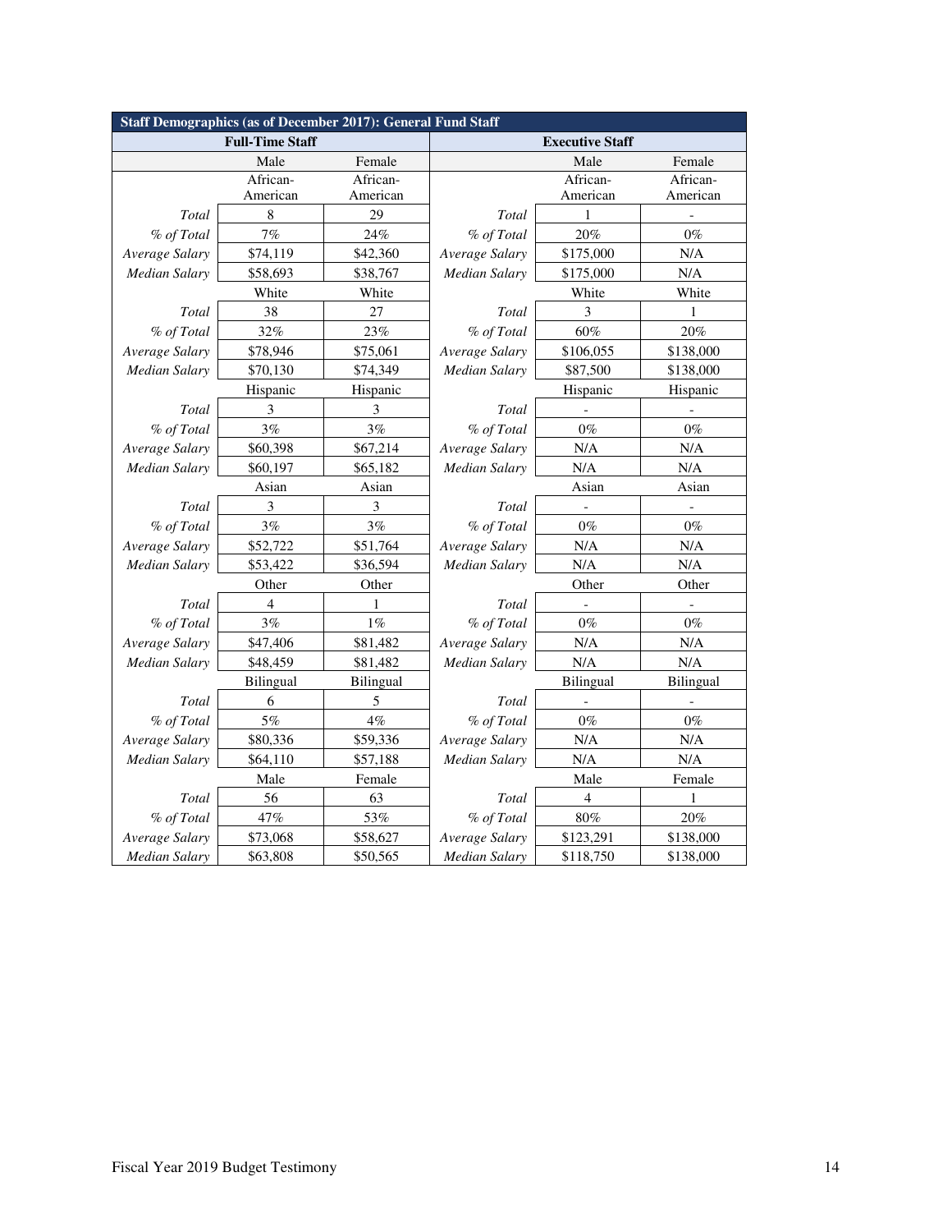| Staff Demographics (as of December 2017): General Fund Staff | | | | | |
|---|---|---|---|---|---|
| **Full-Time Staff** | | | **Executive Staff** | | |
| | Male | Female | | Male | Female |
| | African-American | African-American | | African-American | African-American |
| *Total* | 8 | 29 | *Total* | 1 | - |
| *% of Total* | 7% | 24% | *% of Total* | 20% | 0% |
| *Average Salary* | $74,119 | $42,360 | *Average Salary* | $175,000 | N/A |
| *Median Salary* | $58,693 | $38,767 | *Median Salary* | $175,000 | N/A |
| | White | White | | White | White |
| *Total* | 38 | 27 | *Total* | 3 | 1 |
| *% of Total* | 32% | 23% | *% of Total* | 60% | 20% |
| *Average Salary* | $78,946 | $75,061 | *Average Salary* | $106,055 | $138,000 |
| *Median Salary* | $70,130 | $74,349 | *Median Salary* | $87,500 | $138,000 |
| | Hispanic | Hispanic | | Hispanic | Hispanic |
| *Total* | 3 | 3 | *Total* | - | - |
| *% of Total* | 3% | 3% | *% of Total* | 0% | 0% |
| *Average Salary* | $60,398 | $67,214 | *Average Salary* | N/A | N/A |
| *Median Salary* | $60,197 | $65,182 | *Median Salary* | N/A | N/A |
| | Asian | Asian | | Asian | Asian |
| *Total* | 3 | 3 | *Total* | - | - |
| *% of Total* | 3% | 3% | *% of Total* | 0% | 0% |
| *Average Salary* | $52,722 | $51,764 | *Average Salary* | N/A | N/A |
| *Median Salary* | $53,422 | $36,594 | *Median Salary* | N/A | N/A |
| | Other | Other | | Other | Other |
| *Total* | 4 | 1 | *Total* | - | - |
| *% of Total* | 3% | 1% | *% of Total* | 0% | 0% |
| *Average Salary* | $47,406 | $81,482 | *Average Salary* | N/A | N/A |
| *Median Salary* | $48,459 | $81,482 | *Median Salary* | N/A | N/A |
| | Bilingual | Bilingual | | Bilingual | Bilingual |
| *Total* | 6 | 5 | *Total* | - | - |
| *% of Total* | 5% | 4% | *% of Total* | 0% | 0% |
| *Average Salary* | $80,336 | $59,336 | *Average Salary* | N/A | N/A |
| *Median Salary* | $64,110 | $57,188 | *Median Salary* | N/A | N/A |
| | Male | Female | | Male | Female |
| *Total* | 56 | 63 | *Total* | 4 | 1 |
| *% of Total* | 47% | 53% | *% of Total* | 80% | 20% |
| *Average Salary* | $73,068 | $58,627 | *Average Salary* | $123,291 | $138,000 |
| *Median Salary* | $63,808 | $50,565 | *Median Salary* | $118,750 | $138,000 |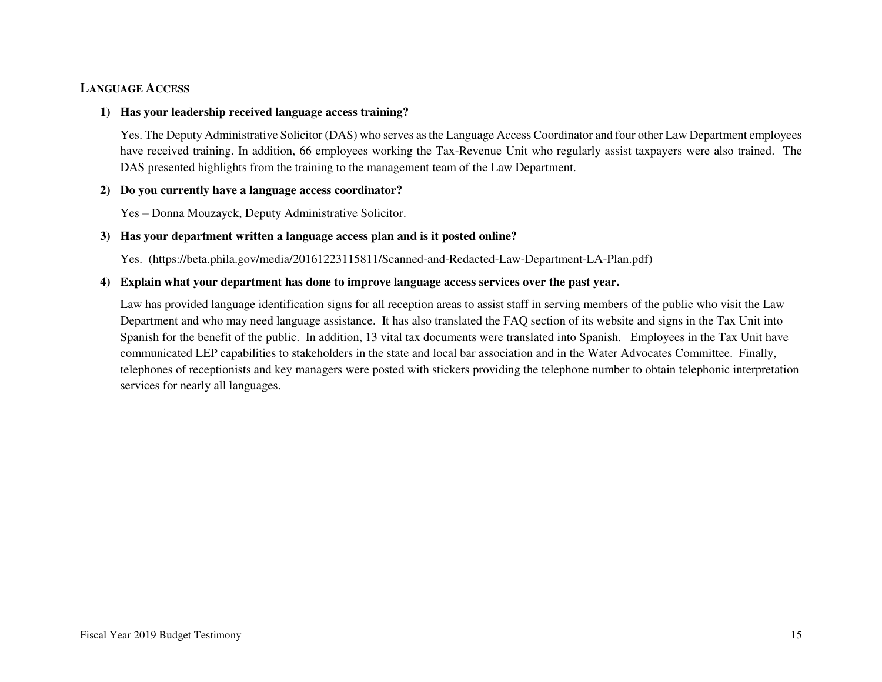## LANGUAGE ACCESS

**1) Has your leadership received language access training?**

Yes. The Deputy Administrative Solicitor (DAS) who serves as the Language Access Coordinator and four other Law Department employees have received training. In addition, 66 employees working the Tax-Revenue Unit who regularly assist taxpayers were also trained. The DAS presented highlights from the training to the management team of the Law Department.

**2) Do you currently have a language access coordinator?**

Yes – Donna Mouzayck, Deputy Administrative Solicitor.

**3) Has your department written a language access plan and is it posted online?**

Yes. (https://beta.phila.gov/media/20161223115811/Scanned-and-Redacted-Law-Department-LA-Plan.pdf)

**4) Explain what your department has done to improve language access services over the past year.**

Law has provided language identification signs for all reception areas to assist staff in serving members of the public who visit the Law Department and who may need language assistance. It has also translated the FAQ section of its website and signs in the Tax Unit into Spanish for the benefit of the public. In addition, 13 vital tax documents were translated into Spanish. Employees in the Tax Unit have communicated LEP capabilities to stakeholders in the state and local bar association and in the Water Advocates Committee. Finally, telephones of receptionists and key managers were posted with stickers providing the telephone number to obtain telephonic interpretation services for nearly all languages.